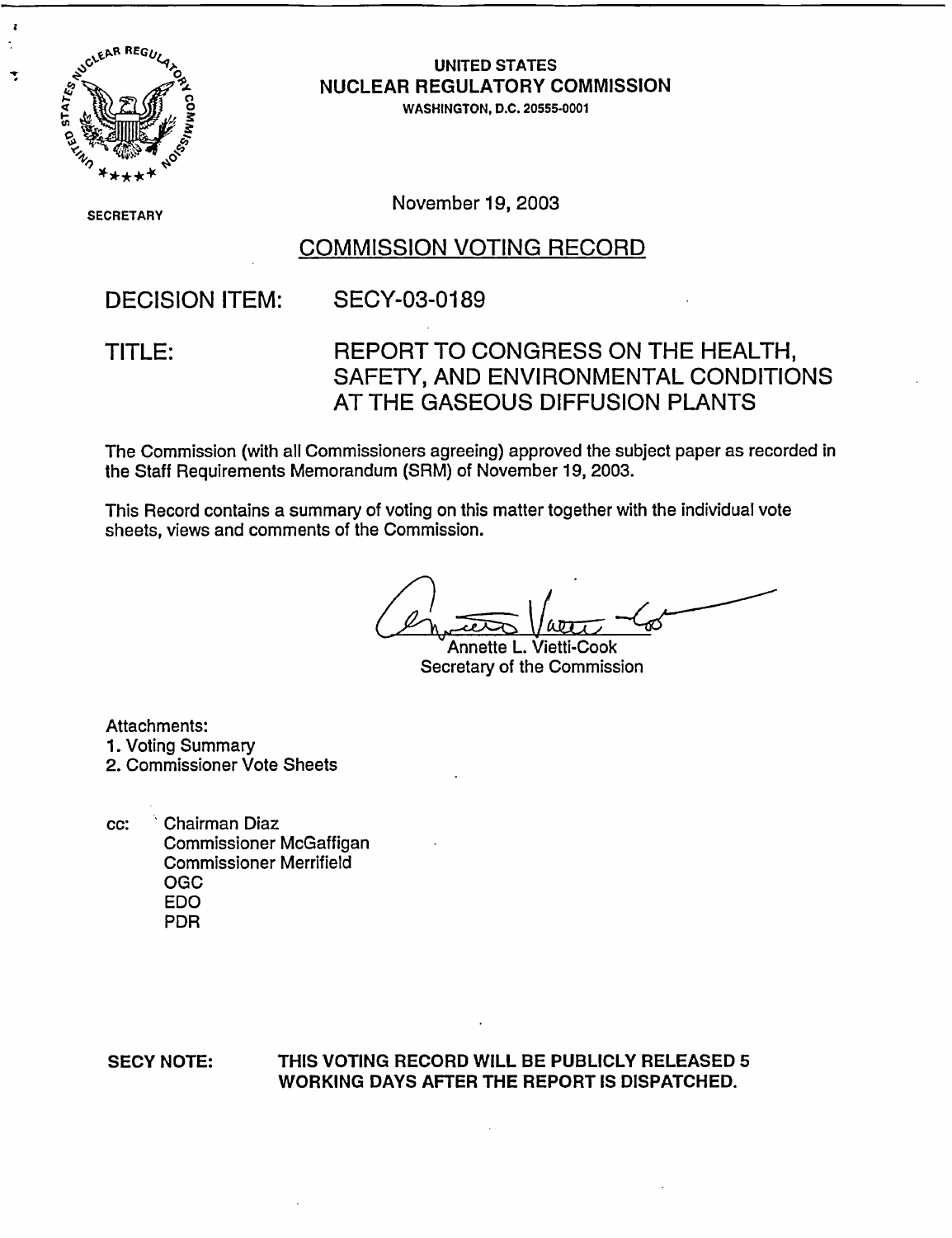UNITED STATES
NUCLEAR REGULATORY COMMISSION
WASHINGTON, D.C. 20555-0001

SECRETARY

November 19, 2003

## COMMISSION VOTING RECORD

DECISION ITEM: SECY-03-0189

TITLE: REPORT TO CONGRESS ON THE HEALTH, SAFETY, AND ENVIRONMENTAL CONDITIONS AT THE GASEOUS DIFFUSION PLANTS

The Commission (with all Commissioners agreeing) approved the subject paper as recorded in the Staff Requirements Memorandum (SRM) of November 19, 2003.

This Record contains a summary of voting on this matter together with the individual vote sheets, views and comments of the Commission.

Annette L. Vietti-Cook
Secretary of the Commission

Attachments:
1. Voting Summary
2. Commissioner Vote Sheets

cc: Chairman Diaz
Commissioner McGaffigan
Commissioner Merrifield
OGC
EDO
PDR

**SECY NOTE: THIS VOTING RECORD WILL BE PUBLICLY RELEASED 5 WORKING DAYS AFTER THE REPORT IS DISPATCHED.**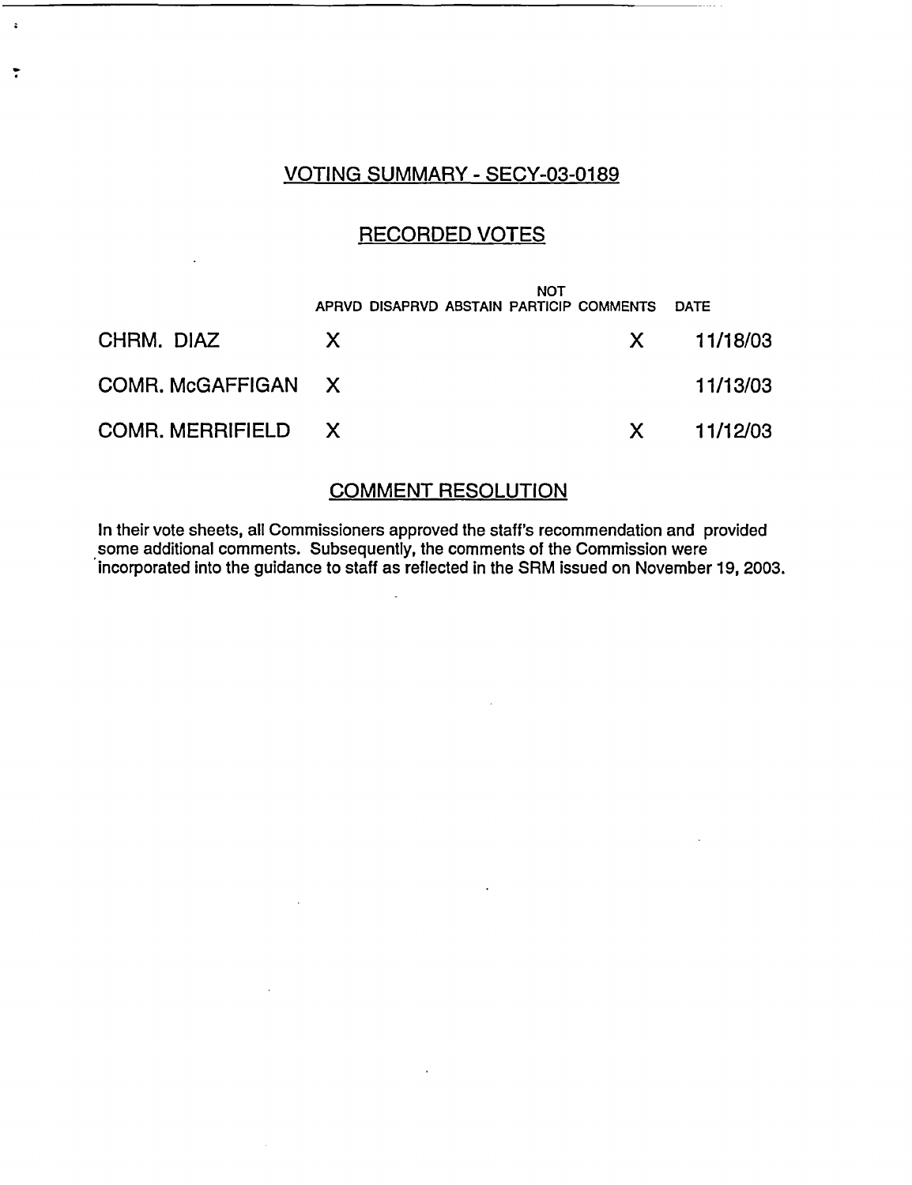## VOTING SUMMARY - SECY-03-0189

## RECORDED VOTES

| | APRVD | DISAPRVD | ABSTAIN | NOT PARTICIP | COMMENTS | DATE |
|---|---|---|---|---|---|---|
| CHRM. DIAZ | X | | | | X | 11/18/03 |
| COMR. McGAFFIGAN | X | | | | | 11/13/03 |
| COMR. MERRIFIELD | X | | | | X | 11/12/03 |

## COMMENT RESOLUTION

In their vote sheets, all Commissioners approved the staff's recommendation and provided some additional comments. Subsequently, the comments of the Commission were incorporated into the guidance to staff as reflected in the SRM issued on November 19, 2003.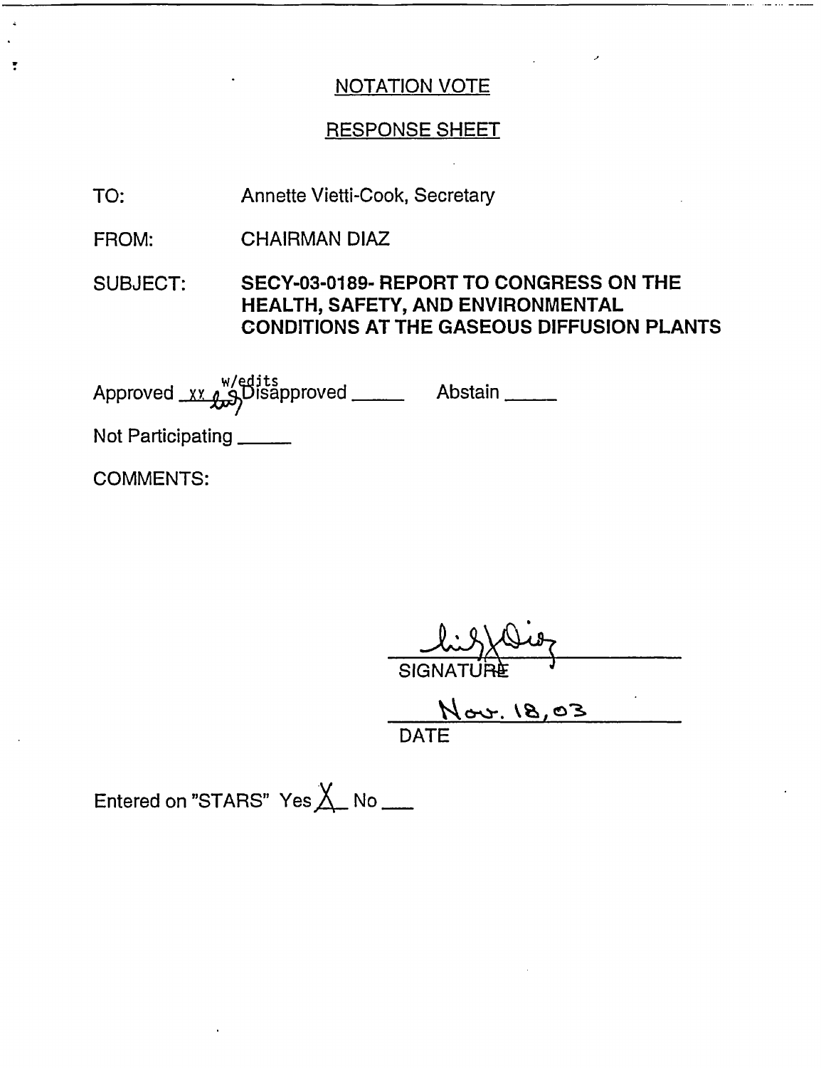NOTATION VOTE

RESPONSE SHEET

TO: Annette Vietti-Cook, Secretary

FROM: CHAIRMAN DIAZ

SUBJECT: **SECY-03-0189- REPORT TO CONGRESS ON THE HEALTH, SAFETY, AND ENVIRONMENTAL CONDITIONS AT THE GASEOUS DIFFUSION PLANTS**

Approved xx w/edits Disapproved _____ Abstain _____

Not Participating _____

COMMENTS:

SIGNATURE

Nov. 18, 03

DATE

Entered on "STARS" Yes X No ___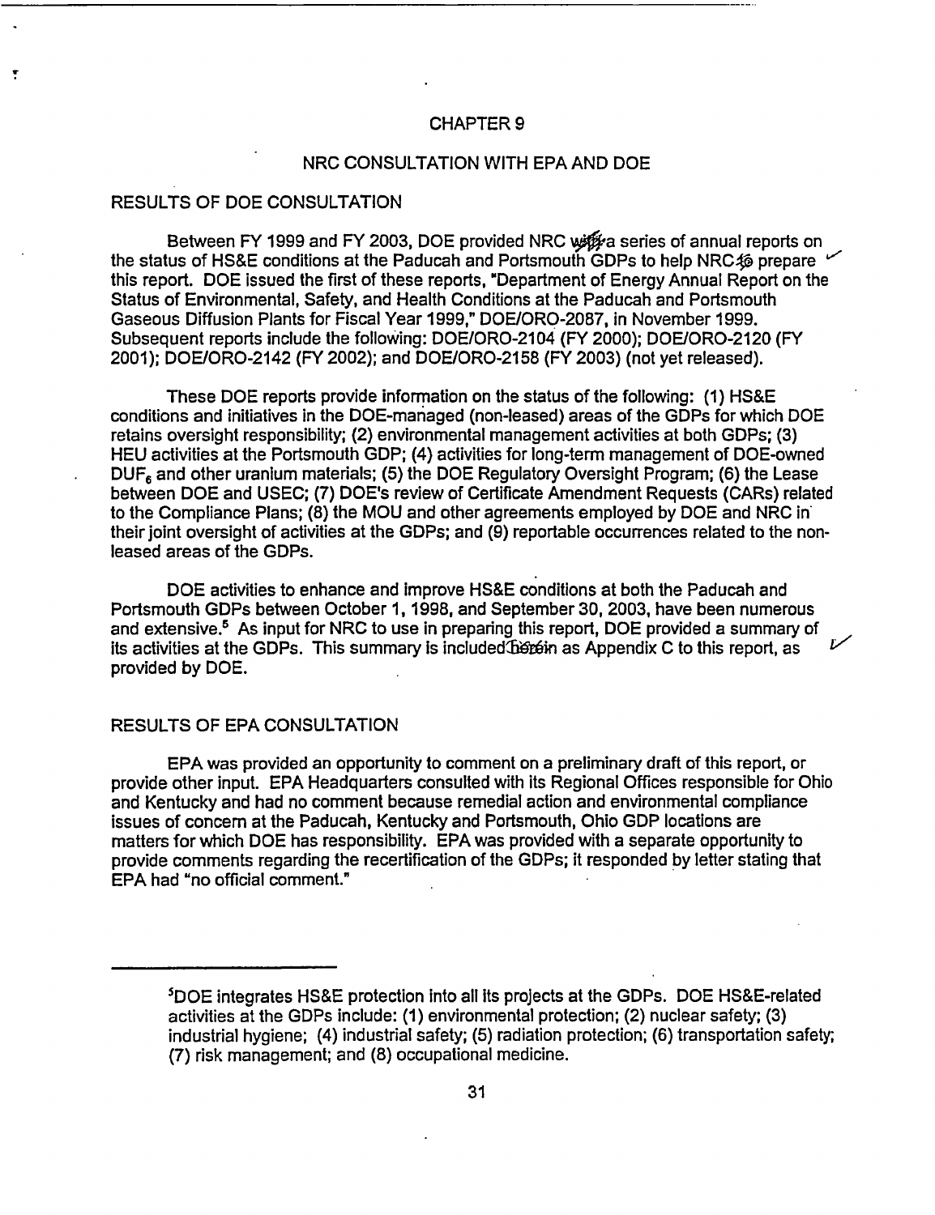# CHAPTER 9

## NRC CONSULTATION WITH EPA AND DOE

### RESULTS OF DOE CONSULTATION

Between FY 1999 and FY 2003, DOE provided NRC with a series of annual reports on the status of HS&E conditions at the Paducah and Portsmouth GDPs to help NRC to prepare this report. DOE issued the first of these reports, "Department of Energy Annual Report on the Status of Environmental, Safety, and Health Conditions at the Paducah and Portsmouth Gaseous Diffusion Plants for Fiscal Year 1999," DOE/ORO-2087, in November 1999. Subsequent reports include the following: DOE/ORO-2104 (FY 2000); DOE/ORO-2120 (FY 2001); DOE/ORO-2142 (FY 2002); and DOE/ORO-2158 (FY 2003) (not yet released).

These DOE reports provide information on the status of the following: (1) HS&E conditions and initiatives in the DOE-managed (non-leased) areas of the GDPs for which DOE retains oversight responsibility; (2) environmental management activities at both GDPs; (3) HEU activities at the Portsmouth GDP; (4) activities for long-term management of DOE-owned $DUF_6$ and other uranium materials; (5) the DOE Regulatory Oversight Program; (6) the Lease between DOE and USEC; (7) DOE's review of Certificate Amendment Requests (CARs) related to the Compliance Plans; (8) the MOU and other agreements employed by DOE and NRC in their joint oversight of activities at the GDPs; and (9) reportable occurrences related to the non-leased areas of the GDPs.

DOE activities to enhance and improve HS&E conditions at both the Paducah and Portsmouth GDPs between October 1, 1998, and September 30, 2003, have been numerous and extensive.[5] As input for NRC to use in preparing this report, DOE provided a summary of its activities at the GDPs. This summary is included herein as Appendix C to this report, as provided by DOE.

### RESULTS OF EPA CONSULTATION

EPA was provided an opportunity to comment on a preliminary draft of this report, or provide other input. EPA Headquarters consulted with its Regional Offices responsible for Ohio and Kentucky and had no comment because remedial action and environmental compliance issues of concern at the Paducah, Kentucky and Portsmouth, Ohio GDP locations are matters for which DOE has responsibility. EPA was provided with a separate opportunity to provide comments regarding the recertification of the GDPs; it responded by letter stating that EPA had "no official comment."

---

[5]DOE integrates HS&E protection into all its projects at the GDPs. DOE HS&E-related activities at the GDPs include: (1) environmental protection; (2) nuclear safety; (3) industrial hygiene; (4) industrial safety; (5) radiation protection; (6) transportation safety; (7) risk management; and (8) occupational medicine.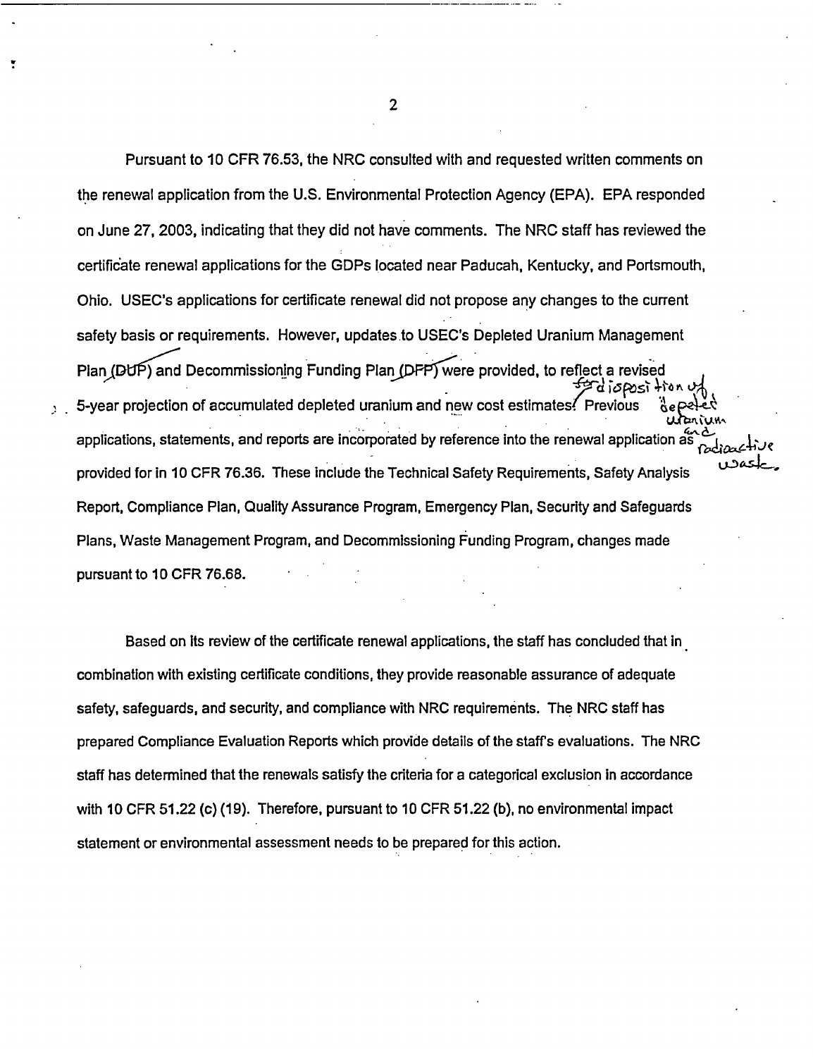Pursuant to 10 CFR 76.53, the NRC consulted with and requested written comments on the renewal application from the U.S. Environmental Protection Agency (EPA). EPA responded on June 27, 2003, indicating that they did not have comments. The NRC staff has reviewed the certificate renewal applications for the GDPs located near Paducah, Kentucky, and Portsmouth, Ohio. USEC's applications for certificate renewal did not propose any changes to the current safety basis or requirements. However, updates to USEC's Depleted Uranium Management Plan (DUP) and Decommissioning Funding Plan (DFP) were provided, to reflect a revised 5-year projection of accumulated depleted uranium and new cost estimates for disposition of depleted uranium and radioactive waste. Previous applications, statements, and reports are incorporated by reference into the renewal application as provided for in 10 CFR 76.36. These include the Technical Safety Requirements, Safety Analysis Report, Compliance Plan, Quality Assurance Program, Emergency Plan, Security and Safeguards Plans, Waste Management Program, and Decommissioning Funding Program, changes made pursuant to 10 CFR 76.68.

Based on its review of the certificate renewal applications, the staff has concluded that in combination with existing certificate conditions, they provide reasonable assurance of adequate safety, safeguards, and security, and compliance with NRC requirements. The NRC staff has prepared Compliance Evaluation Reports which provide details of the staff's evaluations. The NRC staff has determined that the renewals satisfy the criteria for a categorical exclusion in accordance with 10 CFR 51.22 (c) (19). Therefore, pursuant to 10 CFR 51.22 (b), no environmental impact statement or environmental assessment needs to be prepared for this action.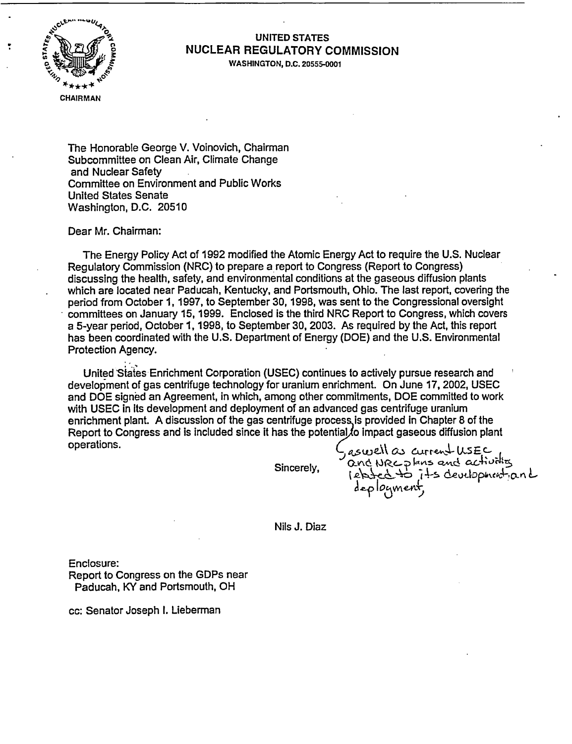UNITED STATES
NUCLEAR REGULATORY COMMISSION
WASHINGTON, D.C. 20555-0001

CHAIRMAN

The Honorable George V. Voinovich, Chairman
Subcommittee on Clean Air, Climate Change
and Nuclear Safety
Committee on Environment and Public Works
United States Senate
Washington, D.C. 20510

Dear Mr. Chairman:

The Energy Policy Act of 1992 modified the Atomic Energy Act to require the U.S. Nuclear Regulatory Commission (NRC) to prepare a report to Congress (Report to Congress) discussing the health, safety, and environmental conditions at the gaseous diffusion plants which are located near Paducah, Kentucky, and Portsmouth, Ohio. The last report, covering the period from October 1, 1997, to September 30, 1998, was sent to the Congressional oversight committees on January 15, 1999. Enclosed is the third NRC Report to Congress, which covers a 5-year period, October 1, 1998, to September 30, 2003. As required by the Act, this report has been coordinated with the U.S. Department of Energy (DOE) and the U.S. Environmental Protection Agency.

United States Enrichment Corporation (USEC) continues to actively pursue research and development of gas centrifuge technology for uranium enrichment. On June 17, 2002, USEC and DOE signed an Agreement, in which, among other commitments, DOE committed to work with USEC in its development and deployment of an advanced gas centrifuge uranium enrichment plant. A discussion of the gas centrifuge process is provided in Chapter 8 of the Report to Congress and is included since it has the potential to impact gaseous diffusion plant operations.

*[handwritten insertion after "process":]* as well as current USEC and NRC plans and activities related to its development and deployment,

Sincerely,

Nils J. Diaz

Enclosure:
Report to Congress on the GDPs near
Paducah, KY and Portsmouth, OH

cc: Senator Joseph I. Lieberman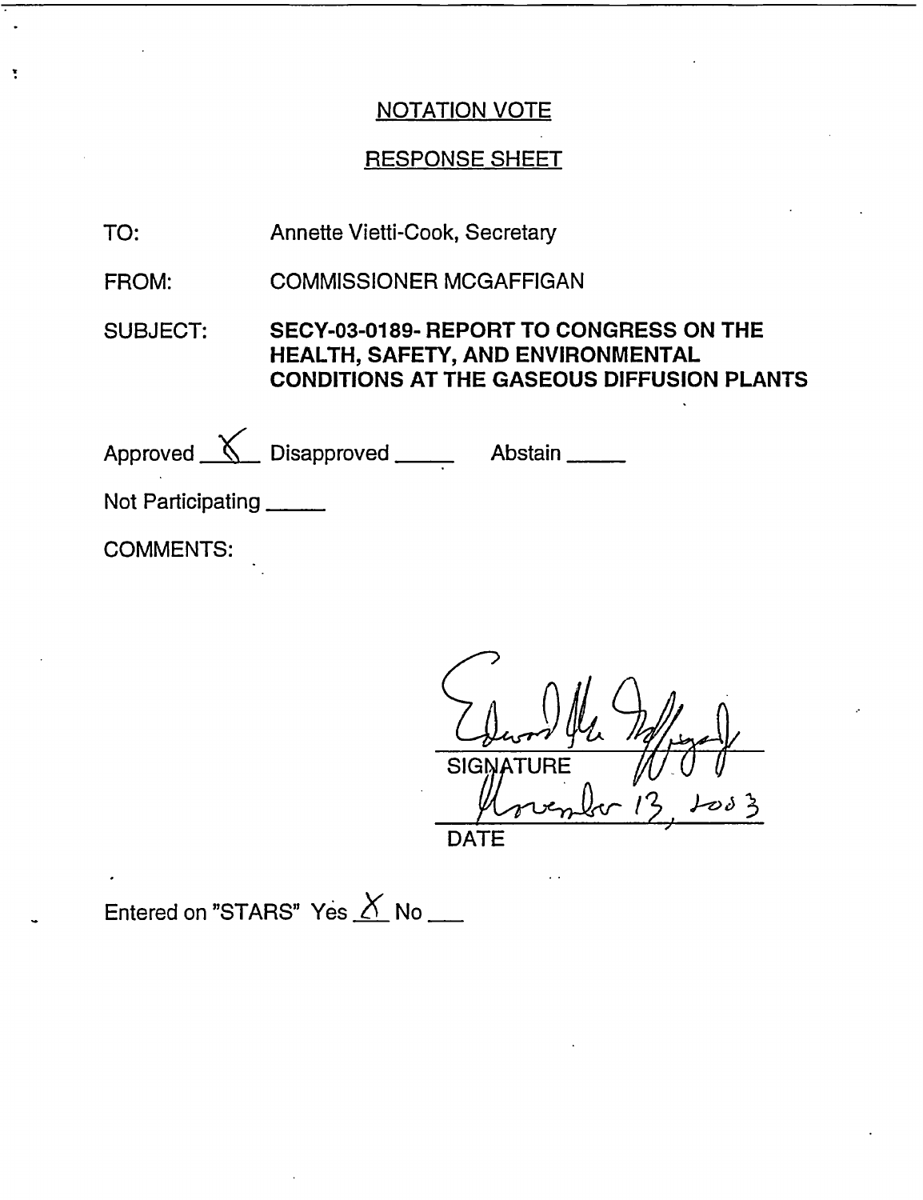NOTATION VOTE

RESPONSE SHEET

TO: Annette Vietti-Cook, Secretary

FROM: COMMISSIONER MCGAFFIGAN

SUBJECT: **SECY-03-0189- REPORT TO CONGRESS ON THE HEALTH, SAFETY, AND ENVIRONMENTAL CONDITIONS AT THE GASEOUS DIFFUSION PLANTS**

Approved X Disapproved _____ Abstain _____

Not Participating _____

COMMENTS:

Edward McGaffigan Jr.

SIGNATURE

November 13, 2003

DATE

Entered on "STARS" Yes X No ___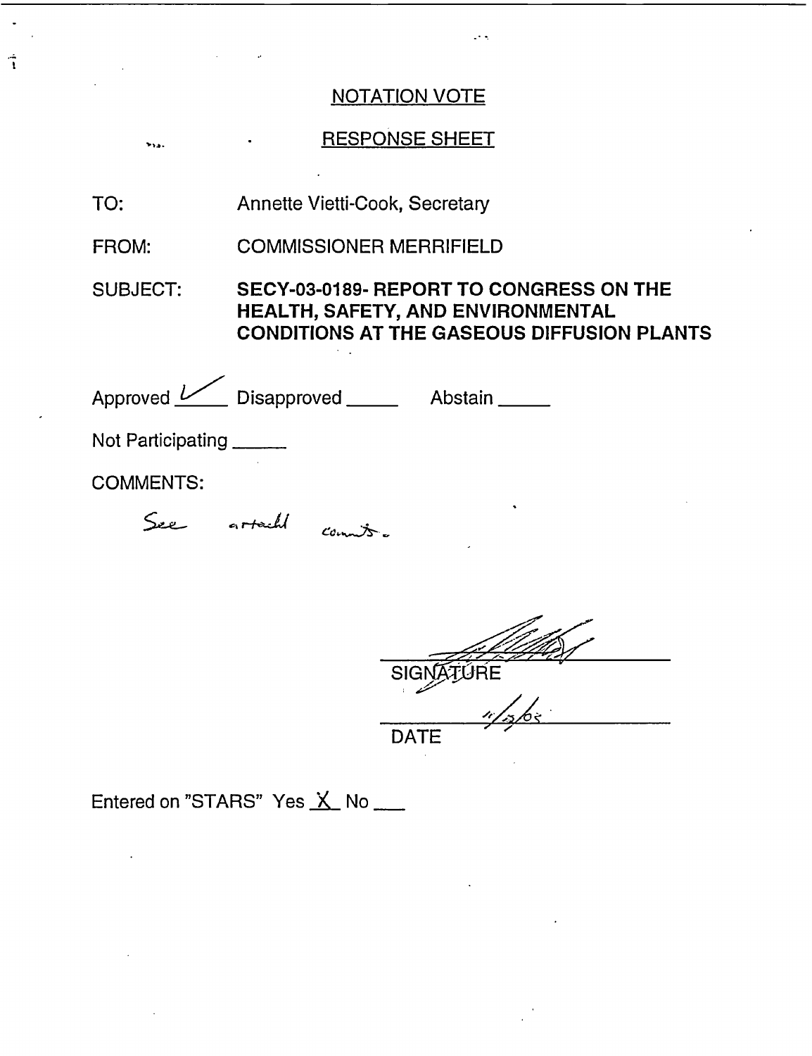NOTATION VOTE

RESPONSE SHEET

TO: Annette Vietti-Cook, Secretary

FROM: COMMISSIONER MERRIFIELD

SUBJECT: **SECY-03-0189- REPORT TO CONGRESS ON THE HEALTH, SAFETY, AND ENVIRONMENTAL CONDITIONS AT THE GASEOUS DIFFUSION PLANTS**

Approved ✓ Disapproved _____ Abstain _____

Not Participating _____

COMMENTS:

See attach comts.

SIGNATURE

11/5/03

DATE

Entered on "STARS" Yes X No ___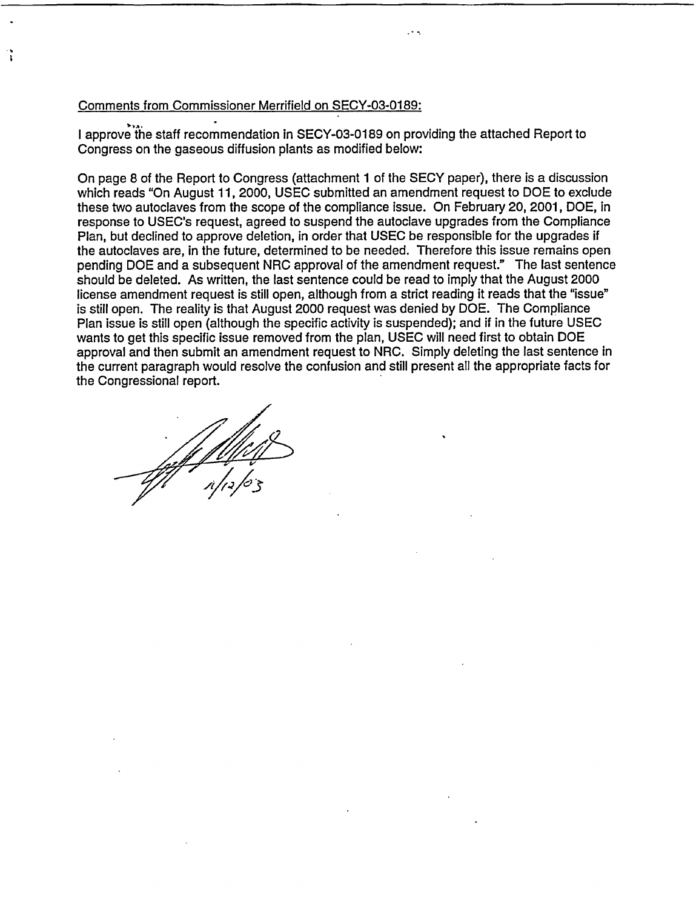Comments from Commissioner Merrifield on SECY-03-0189:

I approve the staff recommendation in SECY-03-0189 on providing the attached Report to Congress on the gaseous diffusion plants as modified below:

On page 8 of the Report to Congress (attachment 1 of the SECY paper), there is a discussion which reads "On August 11, 2000, USEC submitted an amendment request to DOE to exclude these two autoclaves from the scope of the compliance issue. On February 20, 2001, DOE, in response to USEC's request, agreed to suspend the autoclave upgrades from the Compliance Plan, but declined to approve deletion, in order that USEC be responsible for the upgrades if the autoclaves are, in the future, determined to be needed. Therefore this issue remains open pending DOE and a subsequent NRC approval of the amendment request." The last sentence should be deleted. As written, the last sentence could be read to imply that the August 2000 license amendment request is still open, although from a strict reading it reads that the "issue" is still open. The reality is that August 2000 request was denied by DOE. The Compliance Plan issue is still open (although the specific activity is suspended); and if in the future USEC wants to get this specific issue removed from the plan, USEC will need first to obtain DOE approval and then submit an amendment request to NRC. Simply deleting the last sentence in the current paragraph would resolve the confusion and still present all the appropriate facts for the Congressional report.

11/12/03